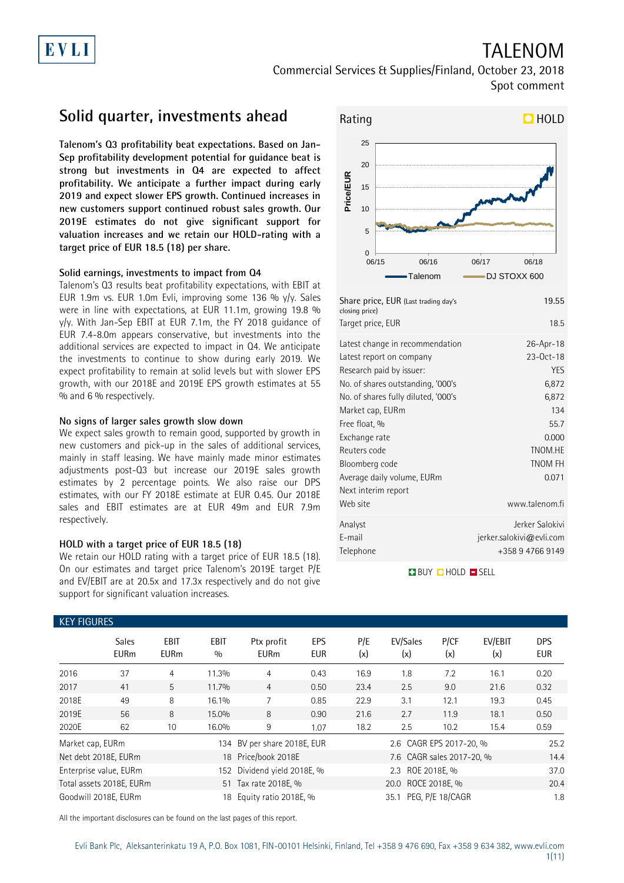# TALENOM

Commercial Services & Supplies/Finland, October 23, 2018
Spot comment

## Solid quarter, investments ahead

**Talenom's Q3 profitability beat expectations. Based on Jan-Sep profitability development potential for guidance beat is strong but investments in Q4 are expected to affect profitability. We anticipate a further impact during early 2019 and expect slower EPS growth. Continued increases in new customers support continued robust sales growth. Our 2019E estimates do not give significant support for valuation increases and we retain our HOLD-rating with a target price of EUR 18.5 (18) per share.**

### Solid earnings, investments to impact from Q4

Talenom's Q3 results beat profitability expectations, with EBIT at EUR 1.9m vs. EUR 1.0m Evli, improving some 136 % y/y. Sales were in line with expectations, at EUR 11.1m, growing 19.8 % y/y. With Jan-Sep EBIT at EUR 7.1m, the FY 2018 guidance of EUR 7.4-8.0m appears conservative, but investments into the additional services are expected to impact in Q4. We anticipate the investments to continue to show during early 2019. We expect profitability to remain at solid levels but with slower EPS growth, with our 2018E and 2019E EPS growth estimates at 55 % and 6 % respectively.

### No signs of larger sales growth slow down

We expect sales growth to remain good, supported by growth in new customers and pick-up in the sales of additional services, mainly in staff leasing. We have mainly made minor estimates adjustments post-Q3 but increase our 2019E sales growth estimates by 2 percentage points. We also raise our DPS estimates, with our FY 2018E estimate at EUR 0.45. Our 2018E sales and EBIT estimates are at EUR 49m and EUR 7.9m respectively.

### HOLD with a target price of EUR 18.5 (18)

We retain our HOLD rating with a target price of EUR 18.5 (18). On our estimates and target price Talenom's 2019E target P/E and EV/EBIT are at 20.5x and 17.3x respectively and do not give support for significant valuation increases.

**Rating: HOLD**

| | |
|---|---|
| Share price, EUR (Last trading day's closing price) | 19.55 |
| Target price, EUR | 18.5 |
| Latest change in recommendation | 26-Apr-18 |
| Latest report on company | 23-Oct-18 |
| Research paid by issuer: | YES |
| No. of shares outstanding, '000's | 6,872 |
| No. of shares fully diluted, '000's | 6,872 |
| Market cap, EURm | 134 |
| Free float, % | 55.7 |
| Exchange rate | 0.000 |
| Reuters code | TNOM.HE |
| Bloomberg code | TNOM FH |
| Average daily volume, EURm | 0.071 |
| Next interim report | |
| Web site | www.talenom.fi |
| Analyst | Jerker Salokivi |
| E-mail | jerker.salokivi@evli.com |
| Telephone | +358 9 4766 9149 |

BUY HOLD SELL

### KEY FIGURES

| | Sales EURm | EBIT EURm | EBIT % | Ptx profit EURm | EPS EUR | P/E (x) | EV/Sales (x) | P/CF (x) | EV/EBIT (x) | DPS EUR |
|---|---|---|---|---|---|---|---|---|---|---|
| 2016 | 37 | 4 | 11.3% | 4 | 0.43 | 16.9 | 1.8 | 7.2 | 16.1 | 0.20 |
| 2017 | 41 | 5 | 11.7% | 4 | 0.50 | 23.4 | 2.5 | 9.0 | 21.6 | 0.32 |
| 2018E | 49 | 8 | 16.1% | 7 | 0.85 | 22.9 | 3.1 | 12.1 | 19.3 | 0.45 |
| 2019E | 56 | 8 | 15.0% | 8 | 0.90 | 21.6 | 2.7 | 11.9 | 18.1 | 0.50 |
| 2020E | 62 | 10 | 16.0% | 9 | 1.07 | 18.2 | 2.5 | 10.2 | 15.4 | 0.59 |

| | | | | | |
|---|---|---|---|---|---|
| Market cap, EURm | 134 | BV per share 2018E, EUR | 2.6 | CAGR EPS 2017-20, % | 25.2 |
| Net debt 2018E, EURm | 18 | Price/book 2018E | 7.6 | CAGR sales 2017-20, % | 14.4 |
| Enterprise value, EURm | 152 | Dividend yield 2018E, % | 2.3 | ROE 2018E, % | 37.0 |
| Total assets 2018E, EURm | 51 | Tax rate 2018E, % | 20.0 | ROCE 2018E, % | 20.4 |
| Goodwill 2018E, EURm | 18 | Equity ratio 2018E, % | 35.1 | PEG, P/E 18/CAGR | 1.8 |

All the important disclosures can be found on the last pages of this report.

Evli Bank Plc, Aleksanterinkatu 19 A, P.O. Box 1081, FIN-00101 Helsinki, Finland, Tel +358 9 476 690, Fax +358 9 634 382, www.evli.com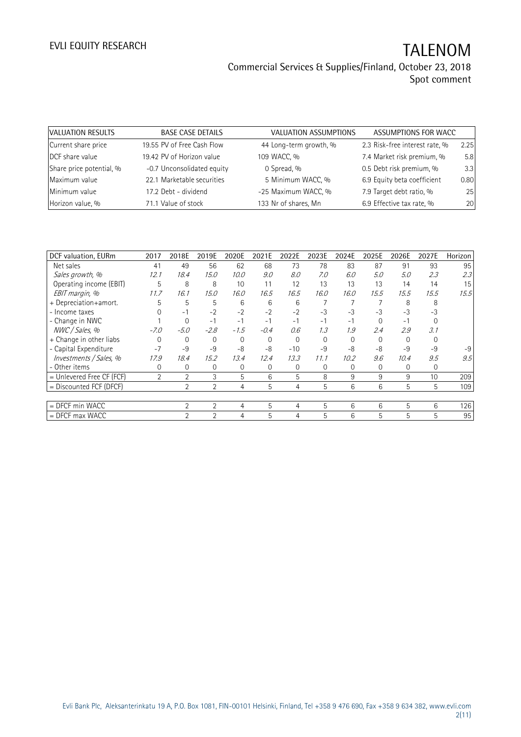| VALUATION RESULTS | | BASE CASE DETAILS | | VALUATION ASSUMPTIONS | | ASSUMPTIONS FOR WACC | |
|---|---|---|---|---|---|---|---|
| Current share price | 19.55 | PV of Free Cash Flow | 44 | Long-term growth, % | 2.3 | Risk-free interest rate, % | 2.25 |
| DCF share value | 19.42 | PV of Horizon value | 109 | WACC, % | 7.4 | Market risk premium, % | 5.8 |
| Share price potential, % | -0.7 | Unconsolidated equity | 0 | Spread, % | 0.5 | Debt risk premium, % | 3.3 |
| Maximum value | 22.1 | Marketable securities | 5 | Minimum WACC, % | 6.9 | Equity beta coefficient | 0.80 |
| Minimum value | 17.2 | Debt - dividend | -25 | Maximum WACC, % | 7.9 | Target debt ratio, % | 25 |
| Horizon value, % | 71.1 | Value of stock | 133 | Nr of shares, Mn | 6.9 | Effective tax rate, % | 20 |

| DCF valuation, EURm | 2017 | 2018E | 2019E | 2020E | 2021E | 2022E | 2023E | 2024E | 2025E | 2026E | 2027E | Horizon |
|---|---|---|---|---|---|---|---|---|---|---|---|---|
| Net sales | 41 | 49 | 56 | 62 | 68 | 73 | 78 | 83 | 87 | 91 | 93 | 95 |
| *Sales growth, %* | *12.1* | *18.4* | *15.0* | *10.0* | *9.0* | *8.0* | *7.0* | *6.0* | *5.0* | *5.0* | *2.3* | *2.3* |
| Operating income (EBIT) | 5 | 8 | 8 | 10 | 11 | 12 | 13 | 13 | 13 | 14 | 14 | 15 |
| *EBIT margin, %* | *11.7* | *16.1* | *15.0* | *16.0* | *16.5* | *16.5* | *16.0* | *16.0* | *15.5* | *15.5* | *15.5* | *15.5* |
| + Depreciation+amort. | 5 | 5 | 5 | 6 | 6 | 6 | 7 | 7 | 7 | 8 | 8 | |
| - Income taxes | 0 | -1 | -2 | -2 | -2 | -2 | -3 | -3 | -3 | -3 | -3 | |
| - Change in NWC | 1 | 0 | -1 | -1 | -1 | -1 | -1 | -1 | 0 | -1 | 0 | |
| *NWC / Sales, %* | *-7.0* | *-5.0* | *-2.8* | *-1.5* | *-0.4* | *0.6* | *1.3* | *1.9* | *2.4* | *2.9* | *3.1* | |
| + Change in other liabs | 0 | 0 | 0 | 0 | 0 | 0 | 0 | 0 | 0 | 0 | 0 | |
| - Capital Expenditure | -7 | -9 | -9 | -8 | -8 | -10 | -9 | -8 | -8 | -9 | -9 | -9 |
| *Investments / Sales, %* | *17.9* | *18.4* | *15.2* | *13.4* | *12.4* | *13.3* | *11.1* | *10.2* | *9.6* | *10.4* | *9.5* | *9.5* |
| - Other items | 0 | 0 | 0 | 0 | 0 | 0 | 0 | 0 | 0 | 0 | 0 | |
| = Unlevered Free CF (FCF) | 2 | 2 | 3 | 5 | 6 | 5 | 8 | 9 | 9 | 9 | 10 | 209 |
| = Discounted FCF (DFCF) | | 2 | 2 | 4 | 5 | 4 | 5 | 6 | 6 | 5 | 5 | 109 |
| | | | | | | | | | | | | |
| = DFCF min WACC | | 2 | 2 | 4 | 5 | 4 | 5 | 6 | 6 | 5 | 6 | 126 |
| = DFCF max WACC | | 2 | 2 | 4 | 5 | 4 | 5 | 6 | 5 | 5 | 5 | 95 |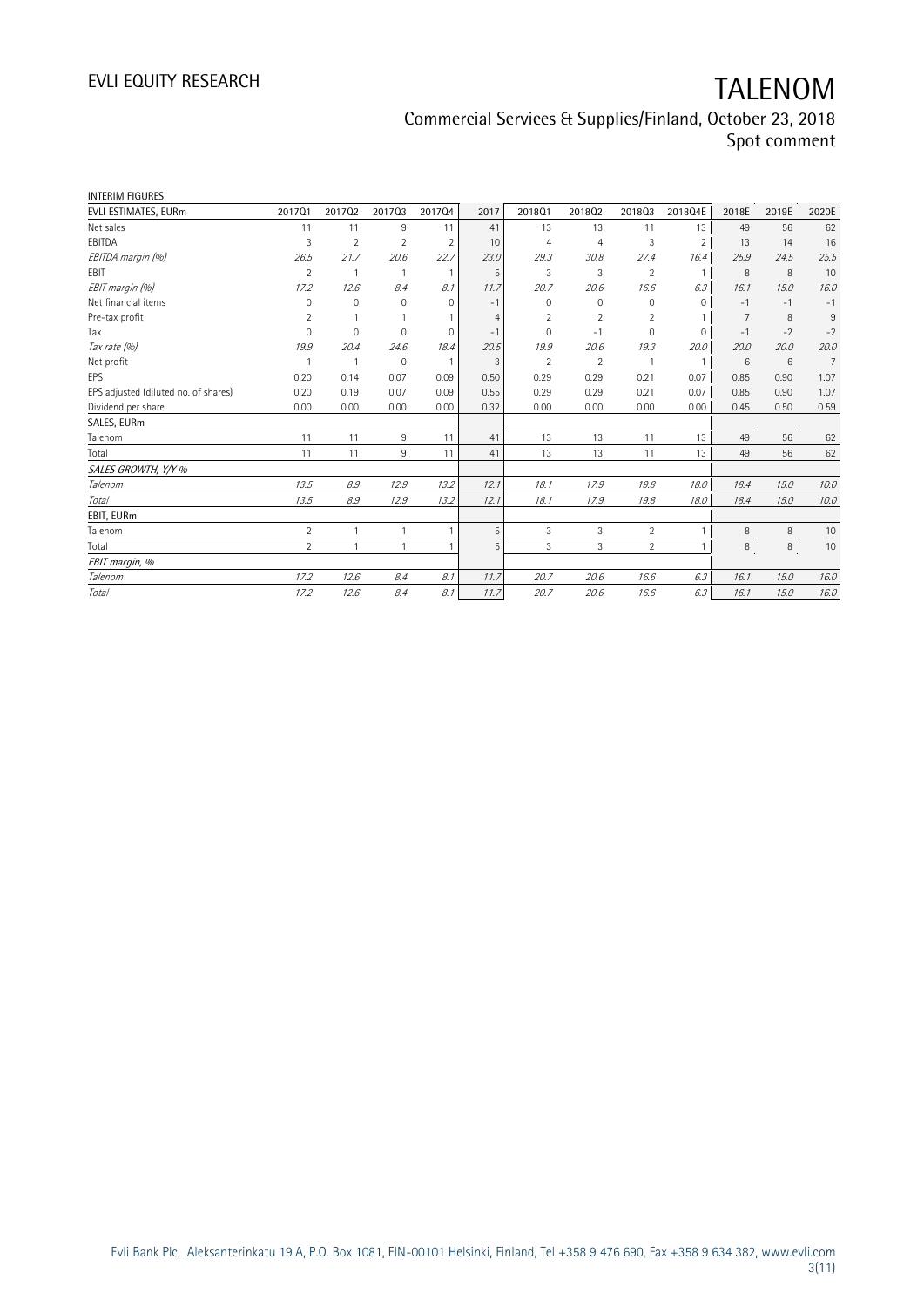INTERIM FIGURES

| EVLI ESTIMATES, EURm | 2017Q1 | 2017Q2 | 2017Q3 | 2017Q4 | 2017 | 2018Q1 | 2018Q2 | 2018Q3 | 2018Q4E | 2018E | 2019E | 2020E |
|---|---|---|---|---|---|---|---|---|---|---|---|---|
| Net sales | 11 | 11 | 9 | 11 | 41 | 13 | 13 | 11 | 13 | 49 | 56 | 62 |
| EBITDA | 3 | 2 | 2 | 2 | 10 | 4 | 4 | 3 | 2 | 13 | 14 | 16 |
| *EBITDA margin (%)* | *26.5* | *21.7* | *20.6* | *22.7* | *23.0* | *29.3* | *30.8* | *27.4* | *16.4* | *25.9* | *24.5* | *25.5* |
| EBIT | 2 | 1 | 1 | 1 | 5 | 3 | 3 | 2 | 1 | 8 | 8 | 10 |
| *EBIT margin (%)* | *17.2* | *12.6* | *8.4* | *8.1* | *11.7* | *20.7* | *20.6* | *16.6* | *6.3* | *16.1* | *15.0* | *16.0* |
| Net financial items | 0 | 0 | 0 | 0 | -1 | 0 | 0 | 0 | 0 | -1 | -1 | -1 |
| Pre-tax profit | 2 | 1 | 1 | 1 | 4 | 2 | 2 | 2 | 1 | 7 | 8 | 9 |
| Tax | 0 | 0 | 0 | 0 | -1 | 0 | -1 | 0 | 0 | -1 | -2 | -2 |
| *Tax rate (%)* | *19.9* | *20.4* | *24.6* | *18.4* | *20.5* | *19.9* | *20.6* | *19.3* | *20.0* | *20.0* | *20.0* | *20.0* |
| Net profit | 1 | 1 | 0 | 1 | 3 | 2 | 2 | 1 | 1 | 6 | 6 | 7 |
| EPS | 0.20 | 0.14 | 0.07 | 0.09 | 0.50 | 0.29 | 0.29 | 0.21 | 0.07 | 0.85 | 0.90 | 1.07 |
| EPS adjusted (diluted no. of shares) | 0.20 | 0.19 | 0.07 | 0.09 | 0.55 | 0.29 | 0.29 | 0.21 | 0.07 | 0.85 | 0.90 | 1.07 |
| Dividend per share | 0.00 | 0.00 | 0.00 | 0.00 | 0.32 | 0.00 | 0.00 | 0.00 | 0.00 | 0.45 | 0.50 | 0.59 |
| SALES, EURm | | | | | | | | | | | | |
| Talenom | 11 | 11 | 9 | 11 | 41 | 13 | 13 | 11 | 13 | 49 | 56 | 62 |
| Total | 11 | 11 | 9 | 11 | 41 | 13 | 13 | 11 | 13 | 49 | 56 | 62 |
| *SALES GROWTH, Y/Y %* | | | | | | | | | | | | |
| *Talenom* | *13.5* | *8.9* | *12.9* | *13.2* | *12.1* | *18.1* | *17.9* | *19.8* | *18.0* | *18.4* | *15.0* | *10.0* |
| *Total* | *13.5* | *8.9* | *12.9* | *13.2* | *12.1* | *18.1* | *17.9* | *19.8* | *18.0* | *18.4* | *15.0* | *10.0* |
| EBIT, EURm | | | | | | | | | | | | |
| Talenom | 2 | 1 | 1 | 1 | 5 | 3 | 3 | 2 | 1 | 8 | 8 | 10 |
| Total | 2 | 1 | 1 | 1 | 5 | 3 | 3 | 2 | 1 | 8 | 8 | 10 |
| *EBIT margin, %* | | | | | | | | | | | | |
| *Talenom* | *17.2* | *12.6* | *8.4* | *8.1* | *11.7* | *20.7* | *20.6* | *16.6* | *6.3* | *16.1* | *15.0* | *16.0* |
| *Total* | *17.2* | *12.6* | *8.4* | *8.1* | *11.7* | *20.7* | *20.6* | *16.6* | *6.3* | *16.1* | *15.0* | *16.0* |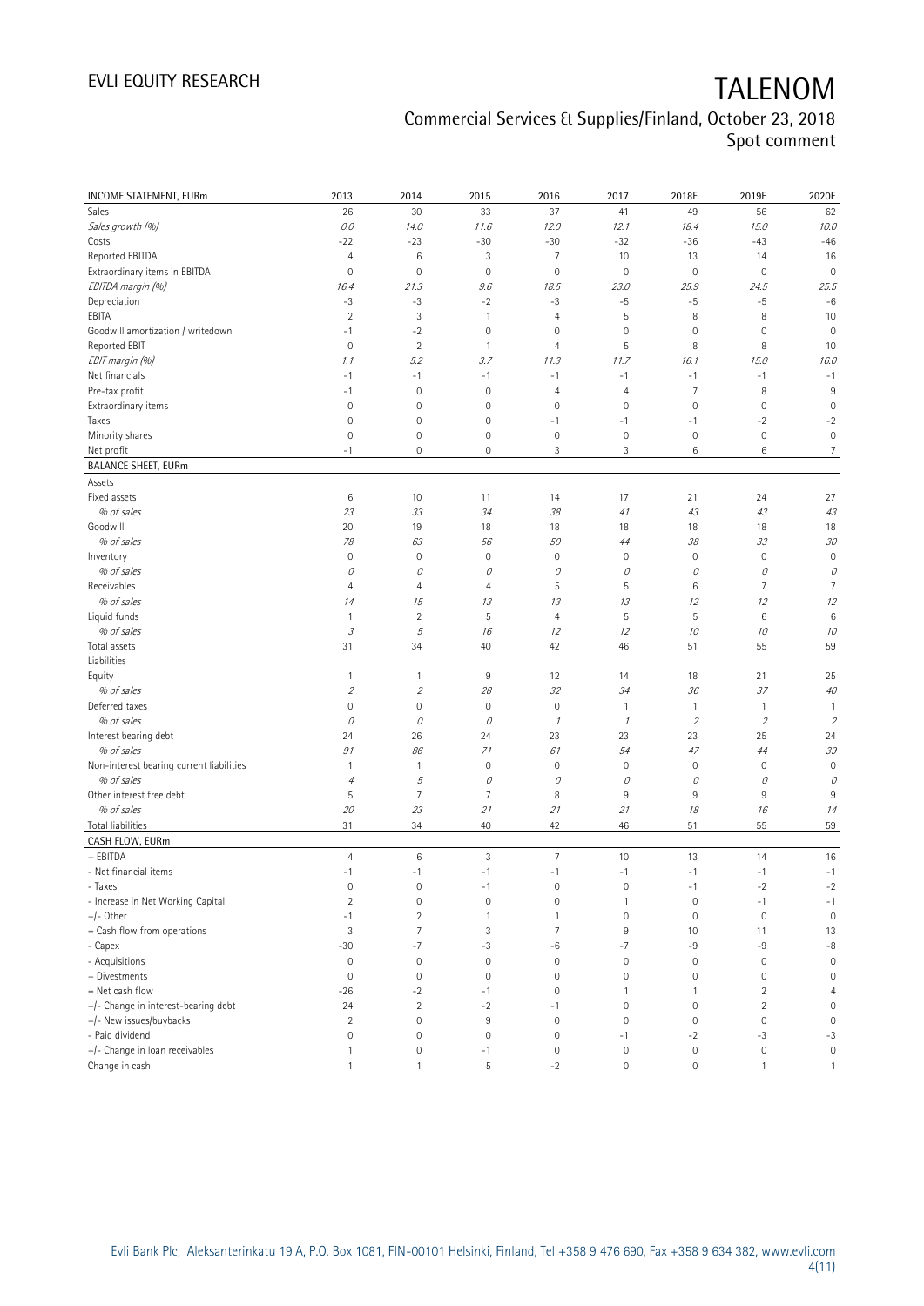# TALENOM

Commercial Services & Supplies/Finland, October 23, 2018
Spot comment

| INCOME STATEMENT, EURm | 2013 | 2014 | 2015 | 2016 | 2017 | 2018E | 2019E | 2020E |
|---|---|---|---|---|---|---|---|---|
| Sales | 26 | 30 | 33 | 37 | 41 | 49 | 56 | 62 |
| *Sales growth (%)* | *0.0* | *14.0* | *11.6* | *12.0* | *12.1* | *18.4* | *15.0* | *10.0* |
| Costs | -22 | -23 | -30 | -30 | -32 | -36 | -43 | -46 |
| Reported EBITDA | 4 | 6 | 3 | 7 | 10 | 13 | 14 | 16 |
| Extraordinary items in EBITDA | 0 | 0 | 0 | 0 | 0 | 0 | 0 | 0 |
| *EBITDA margin (%)* | *16.4* | *21.3* | *9.6* | *18.5* | *23.0* | *25.9* | *24.5* | *25.5* |
| Depreciation | -3 | -3 | -2 | -3 | -5 | -5 | -5 | -6 |
| EBITA | 2 | 3 | 1 | 4 | 5 | 8 | 8 | 10 |
| Goodwill amortization / writedown | -1 | -2 | 0 | 0 | 0 | 0 | 0 | 0 |
| Reported EBIT | 0 | 2 | 1 | 4 | 5 | 8 | 8 | 10 |
| *EBIT margin (%)* | *1.1* | *5.2* | *3.7* | *11.3* | *11.7* | *16.1* | *15.0* | *16.0* |
| Net financials | -1 | -1 | -1 | -1 | -1 | -1 | -1 | -1 |
| Pre-tax profit | -1 | 0 | 0 | 4 | 4 | 7 | 8 | 9 |
| Extraordinary items | 0 | 0 | 0 | 0 | 0 | 0 | 0 | 0 |
| Taxes | 0 | 0 | 0 | -1 | -1 | -1 | -2 | -2 |
| Minority shares | 0 | 0 | 0 | 0 | 0 | 0 | 0 | 0 |
| Net profit | -1 | 0 | 0 | 3 | 3 | 6 | 6 | 7 |
| **BALANCE SHEET, EURm** | | | | | | | | |
| Assets | | | | | | | | |
| Fixed assets | 6 | 10 | 11 | 14 | 17 | 21 | 24 | 27 |
| *% of sales* | *23* | *33* | *34* | *38* | *41* | *43* | *43* | *43* |
| Goodwill | 20 | 19 | 18 | 18 | 18 | 18 | 18 | 18 |
| *% of sales* | *78* | *63* | *56* | *50* | *44* | *38* | *33* | *30* |
| Inventory | 0 | 0 | 0 | 0 | 0 | 0 | 0 | 0 |
| *% of sales* | *0* | *0* | *0* | *0* | *0* | *0* | *0* | *0* |
| Receivables | 4 | 4 | 4 | 5 | 5 | 6 | 7 | 7 |
| *% of sales* | *14* | *15* | *13* | *13* | *13* | *12* | *12* | *12* |
| Liquid funds | 1 | 2 | 5 | 4 | 5 | 5 | 6 | 6 |
| *% of sales* | *3* | *5* | *16* | *12* | *12* | *10* | *10* | *10* |
| Total assets | 31 | 34 | 40 | 42 | 46 | 51 | 55 | 59 |
| Liabilities | | | | | | | | |
| Equity | 1 | 1 | 9 | 12 | 14 | 18 | 21 | 25 |
| *% of sales* | *2* | *2* | *28* | *32* | *34* | *36* | *37* | *40* |
| Deferred taxes | 0 | 0 | 0 | 0 | 1 | 1 | 1 | 1 |
| *% of sales* | *0* | *0* | *0* | *1* | *1* | *2* | *2* | *2* |
| Interest bearing debt | 24 | 26 | 24 | 23 | 23 | 23 | 25 | 24 |
| *% of sales* | *91* | *86* | *71* | *61* | *54* | *47* | *44* | *39* |
| Non-interest bearing current liabilities | 1 | 1 | 0 | 0 | 0 | 0 | 0 | 0 |
| *% of sales* | *4* | *5* | *0* | *0* | *0* | *0* | *0* | *0* |
| Other interest free debt | 5 | 7 | 7 | 8 | 9 | 9 | 9 | 9 |
| *% of sales* | *20* | *23* | *21* | *21* | *21* | *18* | *16* | *14* |
| Total liabilities | 31 | 34 | 40 | 42 | 46 | 51 | 55 | 59 |
| **CASH FLOW, EURm** | | | | | | | | |
| + EBITDA | 4 | 6 | 3 | 7 | 10 | 13 | 14 | 16 |
| - Net financial items | -1 | -1 | -1 | -1 | -1 | -1 | -1 | -1 |
| - Taxes | 0 | 0 | -1 | 0 | 0 | -1 | -2 | -2 |
| - Increase in Net Working Capital | 2 | 0 | 0 | 0 | 1 | 0 | -1 | -1 |
| +/- Other | -1 | 2 | 1 | 1 | 0 | 0 | 0 | 0 |
| = Cash flow from operations | 3 | 7 | 3 | 7 | 9 | 10 | 11 | 13 |
| - Capex | -30 | -7 | -3 | -6 | -7 | -9 | -9 | -8 |
| - Acquisitions | 0 | 0 | 0 | 0 | 0 | 0 | 0 | 0 |
| + Divestments | 0 | 0 | 0 | 0 | 0 | 0 | 0 | 0 |
| = Net cash flow | -26 | -2 | -1 | 0 | 1 | 1 | 2 | 4 |
| +/- Change in interest-bearing debt | 24 | 2 | -2 | -1 | 0 | 0 | 2 | 0 |
| +/- New issues/buybacks | 2 | 0 | 9 | 0 | 0 | 0 | 0 | 0 |
| - Paid dividend | 0 | 0 | 0 | 0 | -1 | -2 | -3 | -3 |
| +/- Change in loan receivables | 1 | 0 | -1 | 0 | 0 | 0 | 0 | 0 |
| Change in cash | 1 | 1 | 5 | -2 | 0 | 0 | 1 | 1 |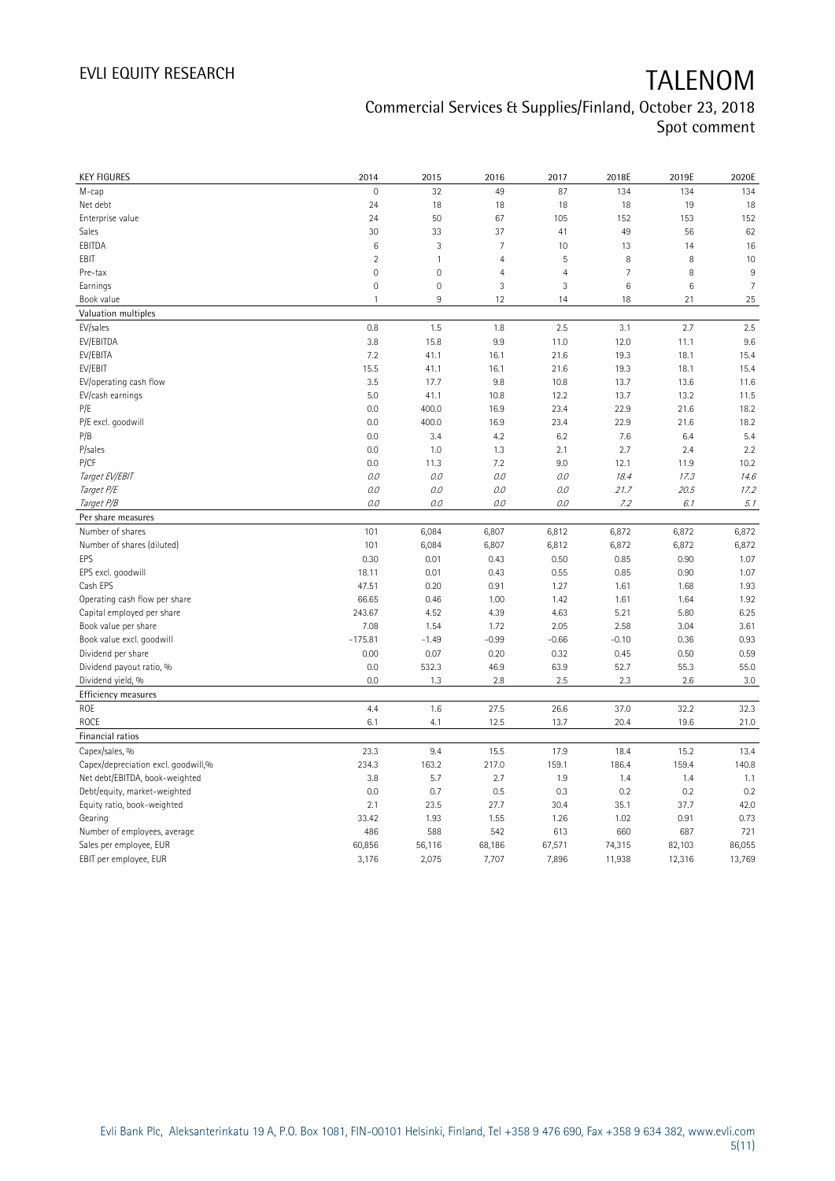| KEY FIGURES | 2014 | 2015 | 2016 | 2017 | 2018E | 2019E | 2020E |
|---|---|---|---|---|---|---|---|
| M-cap | 0 | 32 | 49 | 87 | 134 | 134 | 134 |
| Net debt | 24 | 18 | 18 | 18 | 18 | 19 | 18 |
| Enterprise value | 24 | 50 | 67 | 105 | 152 | 153 | 152 |
| Sales | 30 | 33 | 37 | 41 | 49 | 56 | 62 |
| EBITDA | 6 | 3 | 7 | 10 | 13 | 14 | 16 |
| EBIT | 2 | 1 | 4 | 5 | 8 | 8 | 10 |
| Pre-tax | 0 | 0 | 4 | 4 | 7 | 8 | 9 |
| Earnings | 0 | 0 | 3 | 3 | 6 | 6 | 7 |
| Book value | 1 | 9 | 12 | 14 | 18 | 21 | 25 |
| **Valuation multiples** | | | | | | | |
| EV/sales | 0.8 | 1.5 | 1.8 | 2.5 | 3.1 | 2.7 | 2.5 |
| EV/EBITDA | 3.8 | 15.8 | 9.9 | 11.0 | 12.0 | 11.1 | 9.6 |
| EV/EBITA | 7.2 | 41.1 | 16.1 | 21.6 | 19.3 | 18.1 | 15.4 |
| EV/EBIT | 15.5 | 41.1 | 16.1 | 21.6 | 19.3 | 18.1 | 15.4 |
| EV/operating cash flow | 3.5 | 17.7 | 9.8 | 10.8 | 13.7 | 13.6 | 11.6 |
| EV/cash earnings | 5.0 | 41.1 | 10.8 | 12.2 | 13.7 | 13.2 | 11.5 |
| P/E | 0.0 | 400.0 | 16.9 | 23.4 | 22.9 | 21.6 | 18.2 |
| P/E excl. goodwill | 0.0 | 400.0 | 16.9 | 23.4 | 22.9 | 21.6 | 18.2 |
| P/B | 0.0 | 3.4 | 4.2 | 6.2 | 7.6 | 6.4 | 5.4 |
| P/sales | 0.0 | 1.0 | 1.3 | 2.1 | 2.7 | 2.4 | 2.2 |
| P/CF | 0.0 | 11.3 | 7.2 | 9.0 | 12.1 | 11.9 | 10.2 |
| *Target EV/EBIT* | *0.0* | *0.0* | *0.0* | *0.0* | *18.4* | *17.3* | *14.6* |
| *Target P/E* | *0.0* | *0.0* | *0.0* | *0.0* | *21.7* | *20.5* | *17.2* |
| *Target P/B* | *0.0* | *0.0* | *0.0* | *0.0* | *7.2* | *6.1* | *5.1* |
| **Per share measures** | | | | | | | |
| Number of shares | 101 | 6,084 | 6,807 | 6,812 | 6,872 | 6,872 | 6,872 |
| Number of shares (diluted) | 101 | 6,084 | 6,807 | 6,812 | 6,872 | 6,872 | 6,872 |
| EPS | 0.30 | 0.01 | 0.43 | 0.50 | 0.85 | 0.90 | 1.07 |
| EPS excl. goodwill | 18.11 | 0.01 | 0.43 | 0.55 | 0.85 | 0.90 | 1.07 |
| Cash EPS | 47.51 | 0.20 | 0.91 | 1.27 | 1.61 | 1.68 | 1.93 |
| Operating cash flow per share | 66.65 | 0.46 | 1.00 | 1.42 | 1.61 | 1.64 | 1.92 |
| Capital employed per share | 243.67 | 4.52 | 4.39 | 4.63 | 5.21 | 5.80 | 6.25 |
| Book value per share | 7.08 | 1.54 | 1.72 | 2.05 | 2.58 | 3.04 | 3.61 |
| Book value excl. goodwill | -175.81 | -1.49 | -0.99 | -0.66 | -0.10 | 0.36 | 0.93 |
| Dividend per share | 0.00 | 0.07 | 0.20 | 0.32 | 0.45 | 0.50 | 0.59 |
| Dividend payout ratio, % | 0.0 | 532.3 | 46.9 | 63.9 | 52.7 | 55.3 | 55.0 |
| Dividend yield, % | 0.0 | 1.3 | 2.8 | 2.5 | 2.3 | 2.6 | 3.0 |
| **Efficiency measures** | | | | | | | |
| ROE | 4.4 | 1.6 | 27.5 | 26.6 | 37.0 | 32.2 | 32.3 |
| ROCE | 6.1 | 4.1 | 12.5 | 13.7 | 20.4 | 19.6 | 21.0 |
| **Financial ratios** | | | | | | | |
| Capex/sales, % | 23.3 | 9.4 | 15.5 | 17.9 | 18.4 | 15.2 | 13.4 |
| Capex/depreciation excl. goodwill,% | 234.3 | 163.2 | 217.0 | 159.1 | 186.4 | 159.4 | 140.8 |
| Net debt/EBITDA, book-weighted | 3.8 | 5.7 | 2.7 | 1.9 | 1.4 | 1.4 | 1.1 |
| Debt/equity, market-weighted | 0.0 | 0.7 | 0.5 | 0.3 | 0.2 | 0.2 | 0.2 |
| Equity ratio, book-weighted | 2.1 | 23.5 | 27.7 | 30.4 | 35.1 | 37.7 | 42.0 |
| Gearing | 33.42 | 1.93 | 1.55 | 1.26 | 1.02 | 0.91 | 0.73 |
| Number of employees, average | 486 | 588 | 542 | 613 | 660 | 687 | 721 |
| Sales per employee, EUR | 60,856 | 56,116 | 68,186 | 67,571 | 74,315 | 82,103 | 86,055 |
| EBIT per employee, EUR | 3,176 | 2,075 | 7,707 | 7,896 | 11,938 | 12,316 | 13,769 |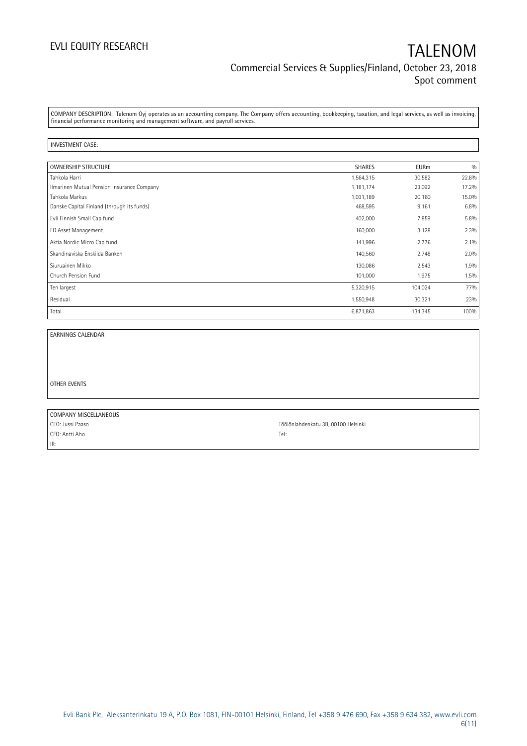COMPANY DESCRIPTION: Talenom Oyj operates as an accounting company. The Company offers accounting, bookkeeping, taxation, and legal services, as well as invoicing, financial performance monitoring and management software, and payroll services.

INVESTMENT CASE:

| OWNERSHIP STRUCTURE | SHARES | EURm | % |
|---|---|---|---|
| Tahkola Harri | 1,564,315 | 30.582 | 22.8% |
| Ilmarinen Mutual Pension Insurance Company | 1,181,174 | 23.092 | 17.2% |
| Tahkola Markus | 1,031,189 | 20.160 | 15.0% |
| Danske Capital Finland (through its funds) | 468,595 | 9.161 | 6.8% |
| Evli Finnish Small Cap fund | 402,000 | 7.859 | 5.8% |
| EQ Asset Management | 160,000 | 3.128 | 2.3% |
| Aktia Nordic Micro Cap fund | 141,996 | 2.776 | 2.1% |
| Skandinaviska Enskilda Banken | 140,560 | 2.748 | 2.0% |
| Siuruainen Mikko | 130,086 | 2.543 | 1.9% |
| Church Pension Fund | 101,000 | 1.975 | 1.5% |
| Ten largest | 5,320,915 | 104.024 | 77% |
| Residual | 1,550,948 | 30.321 | 23% |
| Total | 6,871,863 | 134.345 | 100% |

EARNINGS CALENDAR

OTHER EVENTS

| COMPANY MISCELLANEOUS | |
|---|---|
| CEO: Jussi Paaso | Töölönlahdenkatu 3B, 00100 Helsinki |
| CFO: Antti Aho | Tel: |
| IR: | |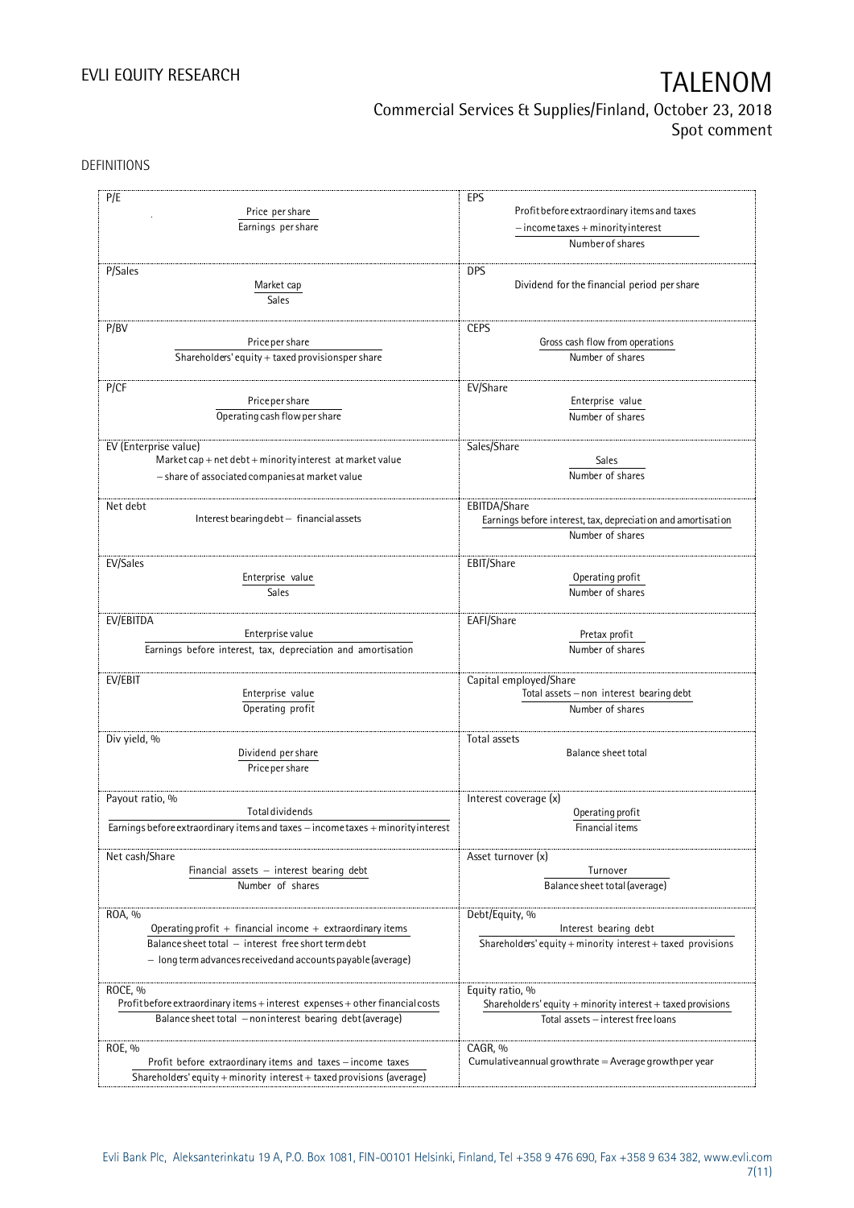DEFINITIONS

| Term | Definition | Term | Definition |
|---|---|---|---|
| P/E | $\frac{\text{Price per share}}{\text{Earnings per share}}$ | EPS | $\frac{\text{Profit before extraordinary items and taxes} - \text{income taxes} + \text{minority interest}}{\text{Number of shares}}$ |
| P/Sales | $\frac{\text{Market cap}}{\text{Sales}}$ | DPS | Dividend for the financial period per share |
| P/BV | $\frac{\text{Price per share}}{\text{Shareholders' equity} + \text{taxed provisions per share}}$ | CEPS | $\frac{\text{Gross cash flow from operations}}{\text{Number of shares}}$ |
| P/CF | $\frac{\text{Price per share}}{\text{Operating cash flow per share}}$ | EV/Share | $\frac{\text{Enterprise value}}{\text{Number of shares}}$ |
| EV (Enterprise value) | Market cap + net debt + minority interest at market value − share of associated companies at market value | Sales/Share | $\frac{\text{Sales}}{\text{Number of shares}}$ |
| Net debt | Interest bearing debt − financial assets | EBITDA/Share | $\frac{\text{Earnings before interest, tax, depreciation and amortisation}}{\text{Number of shares}}$ |
| EV/Sales | $\frac{\text{Enterprise value}}{\text{Sales}}$ | EBIT/Share | $\frac{\text{Operating profit}}{\text{Number of shares}}$ |
| EV/EBITDA | $\frac{\text{Enterprise value}}{\text{Earnings before interest, tax, depreciation and amortisation}}$ | EAFI/Share | $\frac{\text{Pretax profit}}{\text{Number of shares}}$ |
| EV/EBIT | $\frac{\text{Enterprise value}}{\text{Operating profit}}$ | Capital employed/Share | $\frac{\text{Total assets} - \text{non interest bearing debt}}{\text{Number of shares}}$ |
| Div yield, % | $\frac{\text{Dividend per share}}{\text{Price per share}}$ | Total assets | Balance sheet total |
| Payout ratio, % | $\frac{\text{Total dividends}}{\text{Earnings before extraordinary items and taxes} - \text{income taxes} + \text{minority interest}}$ | Interest coverage (x) | $\frac{\text{Operating profit}}{\text{Financial items}}$ |
| Net cash/Share | $\frac{\text{Financial assets} - \text{interest bearing debt}}{\text{Number of shares}}$ | Asset turnover (x) | $\frac{\text{Turnover}}{\text{Balance sheet total (average)}}$ |
| ROA, % | $\frac{\text{Operating profit} + \text{financial income} + \text{extraordinary items}}{\text{Balance sheet total} - \text{interest free short term debt} - \text{long term advances received and accounts payable (average)}}$ | Debt/Equity, % | $\frac{\text{Interest bearing debt}}{\text{Shareholders' equity} + \text{minority interest} + \text{taxed provisions}}$ |
| ROCE, % | $\frac{\text{Profit before extraordinary items} + \text{interest expenses} + \text{other financial costs}}{\text{Balance sheet total} - \text{noninterest bearing debt (average)}}$ | Equity ratio, % | $\frac{\text{Shareholders' equity} + \text{minority interest} + \text{taxed provisions}}{\text{Total assets} - \text{interest free loans}}$ |
| ROE, % | $\frac{\text{Profit before extraordinary items and taxes} - \text{income taxes}}{\text{Shareholders' equity} + \text{minority interest} + \text{taxed provisions (average)}}$ | CAGR, % | Cumulative annual growth rate = Average growth per year |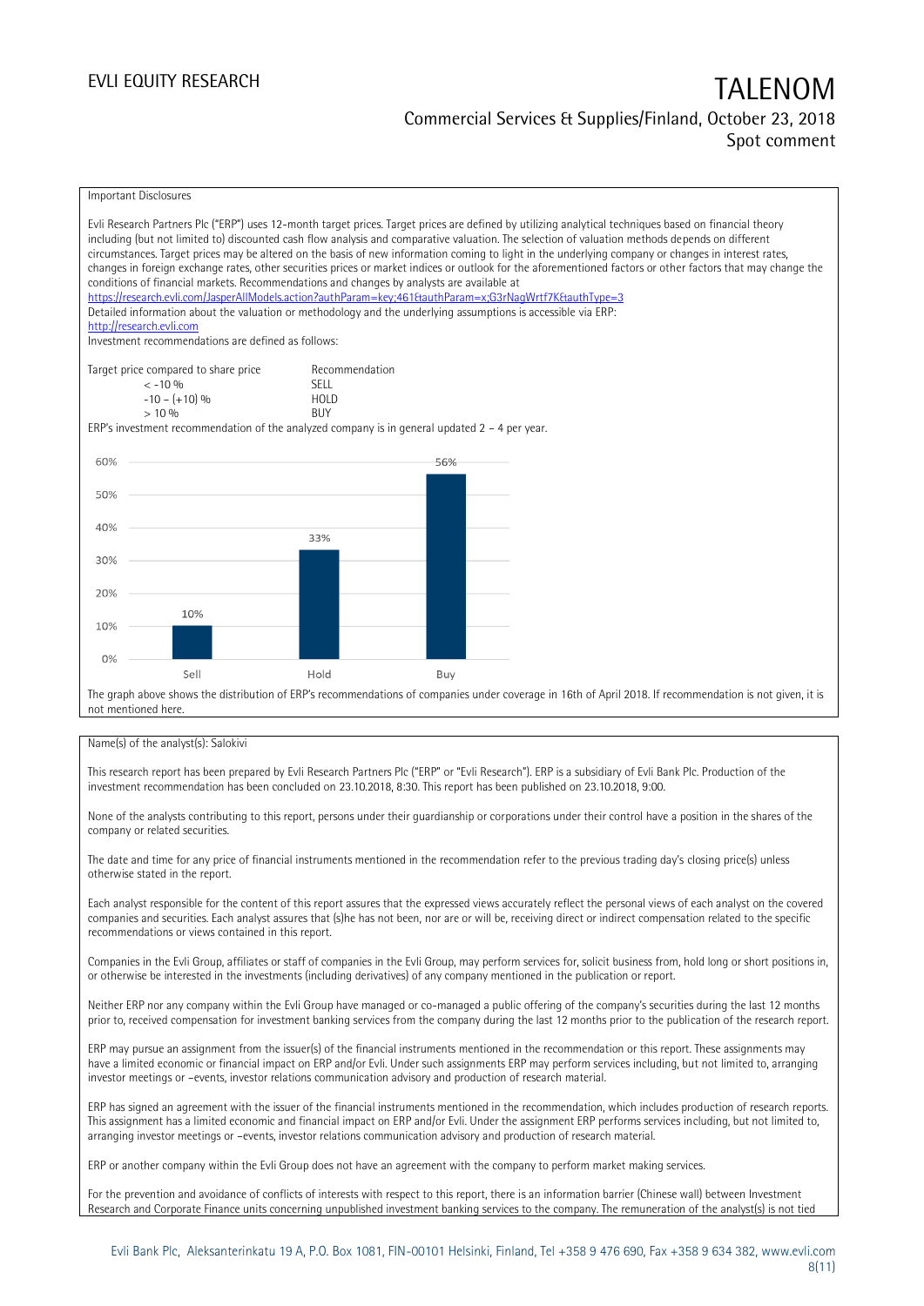Important Disclosures

Evli Research Partners Plc ("ERP") uses 12-month target prices. Target prices are defined by utilizing analytical techniques based on financial theory including (but not limited to) discounted cash flow analysis and comparative valuation. The selection of valuation methods depends on different circumstances. Target prices may be altered on the basis of new information coming to light in the underlying company or changes in interest rates, changes in foreign exchange rates, other securities prices or market indices or outlook for the aforementioned factors or other factors that may change the conditions of financial markets. Recommendations and changes by analysts are available at
https://research.evli.com/JasperAllModels.action?authParam=key;461&authParam=x;G3rNagWrtf7K&authType=3
Detailed information about the valuation or methodology and the underlying assumptions is accessible via ERP:
http://research.evli.com
Investment recommendations are defined as follows:

| Target price compared to share price | Recommendation |
|---|---|
| < -10 % | SELL |
| -10 – (+10) % | HOLD |
| > 10 % | BUY |

ERP's investment recommendation of the analyzed company is in general updated 2 – 4 per year.

| | Sell | Hold | Buy |
|---|---|---|---|
| Share of recommendations | 10% | 33% | 56% |

The graph above shows the distribution of ERP's recommendations of companies under coverage in 16th of April 2018. If recommendation is not given, it is not mentioned here.

Name(s) of the analyst(s): Salokivi

This research report has been prepared by Evli Research Partners Plc ("ERP" or "Evli Research"). ERP is a subsidiary of Evli Bank Plc. Production of the investment recommendation has been concluded on 23.10.2018, 8:30. This report has been published on 23.10.2018, 9:00.

None of the analysts contributing to this report, persons under their guardianship or corporations under their control have a position in the shares of the company or related securities.

The date and time for any price of financial instruments mentioned in the recommendation refer to the previous trading day's closing price(s) unless otherwise stated in the report.

Each analyst responsible for the content of this report assures that the expressed views accurately reflect the personal views of each analyst on the covered companies and securities. Each analyst assures that (s)he has not been, nor are or will be, receiving direct or indirect compensation related to the specific recommendations or views contained in this report.

Companies in the Evli Group, affiliates or staff of companies in the Evli Group, may perform services for, solicit business from, hold long or short positions in, or otherwise be interested in the investments (including derivatives) of any company mentioned in the publication or report.

Neither ERP nor any company within the Evli Group have managed or co-managed a public offering of the company's securities during the last 12 months prior to, received compensation for investment banking services from the company during the last 12 months prior to the publication of the research report.

ERP may pursue an assignment from the issuer(s) of the financial instruments mentioned in the recommendation or this report. These assignments may have a limited economic or financial impact on ERP and/or Evli. Under such assignments ERP may perform services including, but not limited to, arranging investor meetings or –events, investor relations communication advisory and production of research material.

ERP has signed an agreement with the issuer of the financial instruments mentioned in the recommendation, which includes production of research reports. This assignment has a limited economic and financial impact on ERP and/or Evli. Under the assignment ERP performs services including, but not limited to, arranging investor meetings or –events, investor relations communication advisory and production of research material.

ERP or another company within the Evli Group does not have an agreement with the company to perform market making services.

For the prevention and avoidance of conflicts of interests with respect to this report, there is an information barrier (Chinese wall) between Investment Research and Corporate Finance units concerning unpublished investment banking services to the company. The remuneration of the analyst(s) is not tied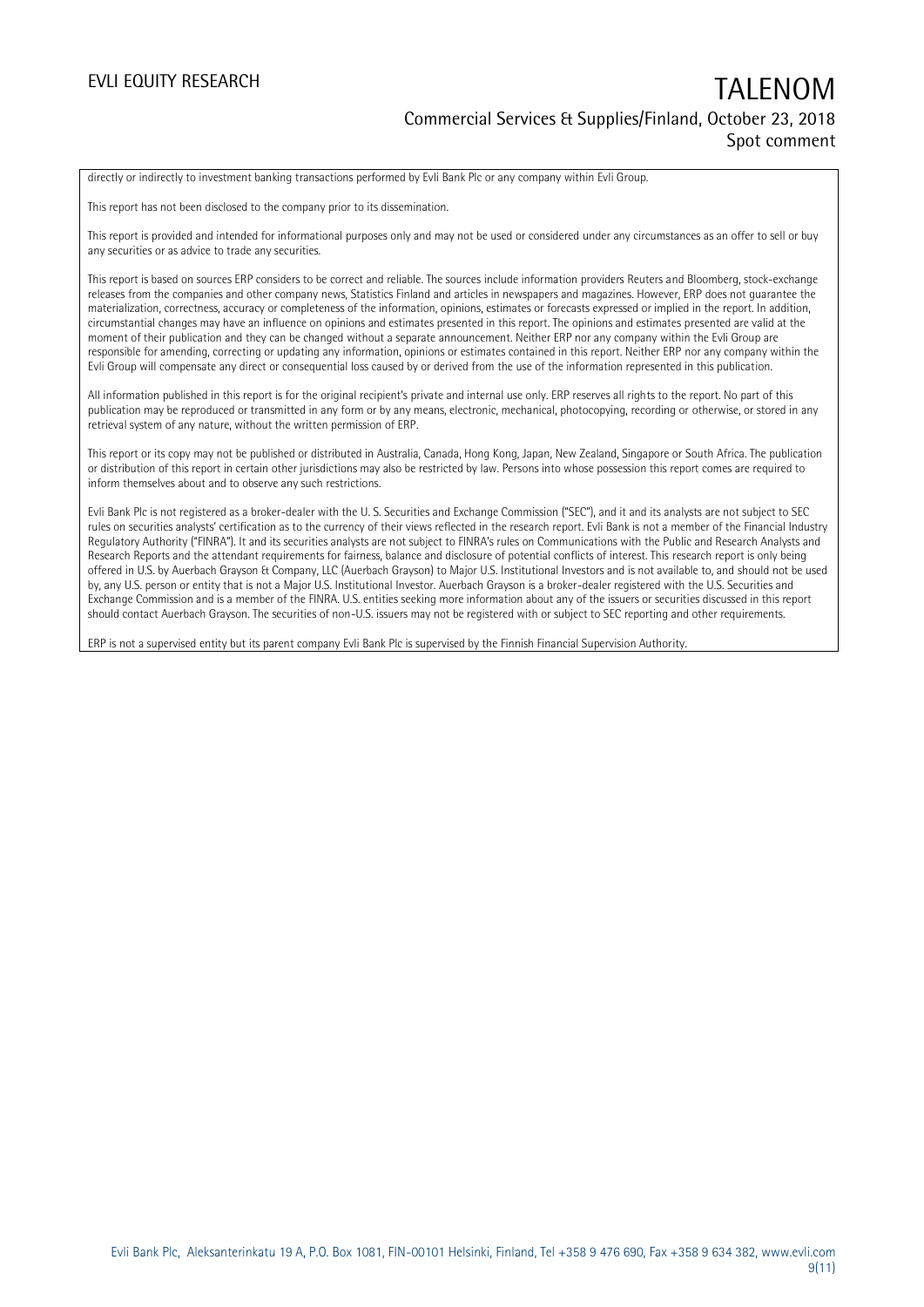directly or indirectly to investment banking transactions performed by Evli Bank Plc or any company within Evli Group.

This report has not been disclosed to the company prior to its dissemination.

This report is provided and intended for informational purposes only and may not be used or considered under any circumstances as an offer to sell or buy any securities or as advice to trade any securities.

This report is based on sources ERP considers to be correct and reliable. The sources include information providers Reuters and Bloomberg, stock-exchange releases from the companies and other company news, Statistics Finland and articles in newspapers and magazines. However, ERP does not guarantee the materialization, correctness, accuracy or completeness of the information, opinions, estimates or forecasts expressed or implied in the report. In addition, circumstantial changes may have an influence on opinions and estimates presented in this report. The opinions and estimates presented are valid at the moment of their publication and they can be changed without a separate announcement. Neither ERP nor any company within the Evli Group are responsible for amending, correcting or updating any information, opinions or estimates contained in this report. Neither ERP nor any company within the Evli Group will compensate any direct or consequential loss caused by or derived from the use of the information represented in this publication.

All information published in this report is for the original recipient's private and internal use only. ERP reserves all rights to the report. No part of this publication may be reproduced or transmitted in any form or by any means, electronic, mechanical, photocopying, recording or otherwise, or stored in any retrieval system of any nature, without the written permission of ERP.

This report or its copy may not be published or distributed in Australia, Canada, Hong Kong, Japan, New Zealand, Singapore or South Africa. The publication or distribution of this report in certain other jurisdictions may also be restricted by law. Persons into whose possession this report comes are required to inform themselves about and to observe any such restrictions.

Evli Bank Plc is not registered as a broker-dealer with the U. S. Securities and Exchange Commission ("SEC"), and it and its analysts are not subject to SEC rules on securities analysts' certification as to the currency of their views reflected in the research report. Evli Bank is not a member of the Financial Industry Regulatory Authority ("FINRA"). It and its securities analysts are not subject to FINRA's rules on Communications with the Public and Research Analysts and Research Reports and the attendant requirements for fairness, balance and disclosure of potential conflicts of interest. This research report is only being offered in U.S. by Auerbach Grayson & Company, LLC (Auerbach Grayson) to Major U.S. Institutional Investors and is not available to, and should not be used by, any U.S. person or entity that is not a Major U.S. Institutional Investor. Auerbach Grayson is a broker-dealer registered with the U.S. Securities and Exchange Commission and is a member of the FINRA. U.S. entities seeking more information about any of the issuers or securities discussed in this report should contact Auerbach Grayson. The securities of non-U.S. issuers may not be registered with or subject to SEC reporting and other requirements.

ERP is not a supervised entity but its parent company Evli Bank Plc is supervised by the Finnish Financial Supervision Authority.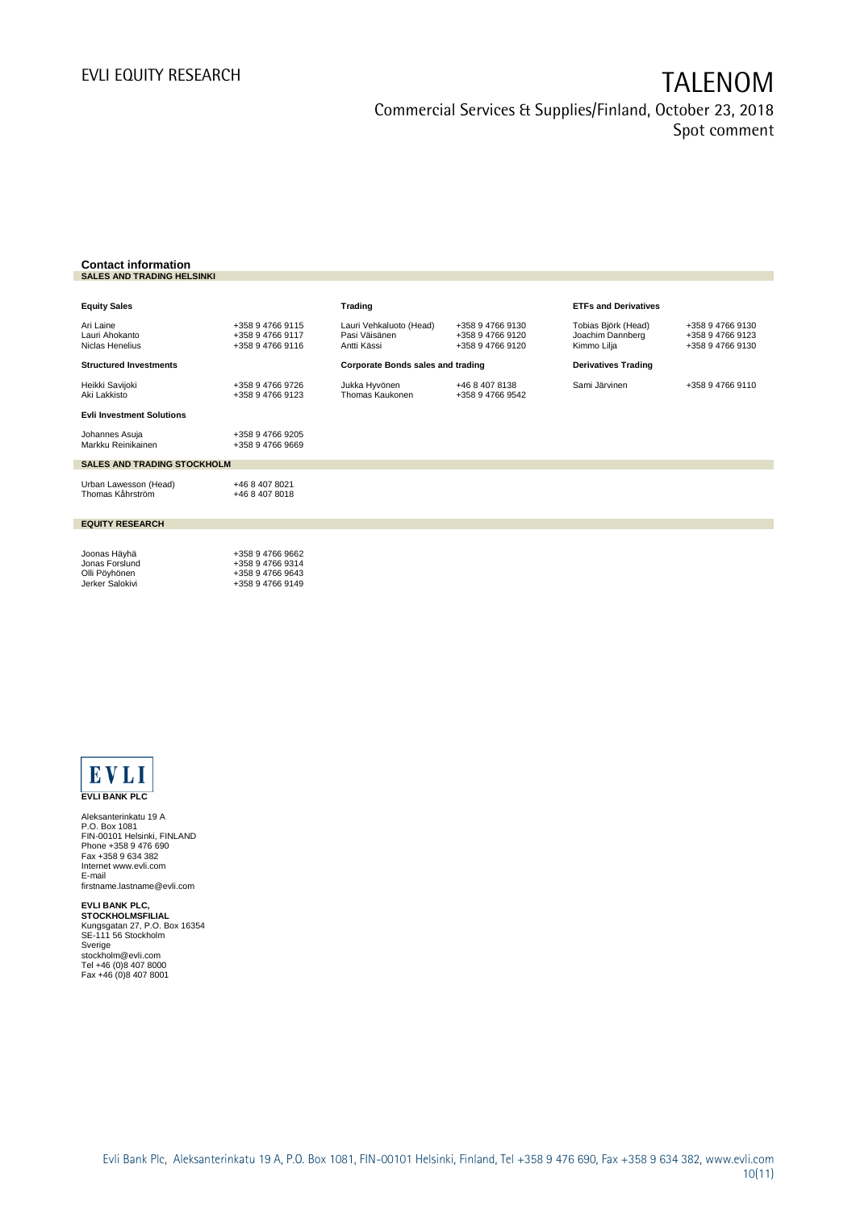## Contact information

### SALES AND TRADING HELSINKI

| Equity Sales | | Trading | | ETFs and Derivatives | |
|---|---|---|---|---|---|
| Ari Laine | +358 9 4766 9115 | Lauri Vehkaluoto (Head) | +358 9 4766 9130 | Tobias Björk (Head) | +358 9 4766 9130 |
| Lauri Ahokanto | +358 9 4766 9117 | Pasi Väisänen | +358 9 4766 9120 | Joachim Dannberg | +358 9 4766 9123 |
| Niclas Henelius | +358 9 4766 9116 | Antti Kässi | +358 9 4766 9120 | Kimmo Lilja | +358 9 4766 9130 |
| **Structured Investments** | | **Corporate Bonds sales and trading** | | **Derivatives Trading** | |
| Heikki Savijoki | +358 9 4766 9726 | Jukka Hyvönen | +46 8 407 8138 | Sami Järvinen | +358 9 4766 9110 |
| Aki Lakkisto | +358 9 4766 9123 | Thomas Kaukonen | +358 9 4766 9542 | | |
| **Evli Investment Solutions** | | | | | |
| Johannes Asuja | +358 9 4766 9205 | | | | |
| Markku Reinikainen | +358 9 4766 9669 | | | | |

### SALES AND TRADING STOCKHOLM

Urban Lawesson (Head) +46 8 407 8021
Thomas Kåhrström +46 8 407 8018

### EQUITY RESEARCH

Joonas Häyhä +358 9 4766 9662
Jonas Forslund +358 9 4766 9314
Olli Pöyhönen +358 9 4766 9643
Jerker Salokivi +358 9 4766 9149

**EVLI BANK PLC**

Aleksanterinkatu 19 A
P.O. Box 1081
FIN-00101 Helsinki, FINLAND
Phone +358 9 476 690
Fax +358 9 634 382
Internet www.evli.com
E-mail
firstname.lastname@evli.com

**EVLI BANK PLC,**
**STOCKHOLMSFILIAL**
Kungsgatan 27, P.O. Box 16354
SE-111 56 Stockholm
Sverige
stockholm@evli.com
Tel +46 (0)8 407 8000
Fax +46 (0)8 407 8001